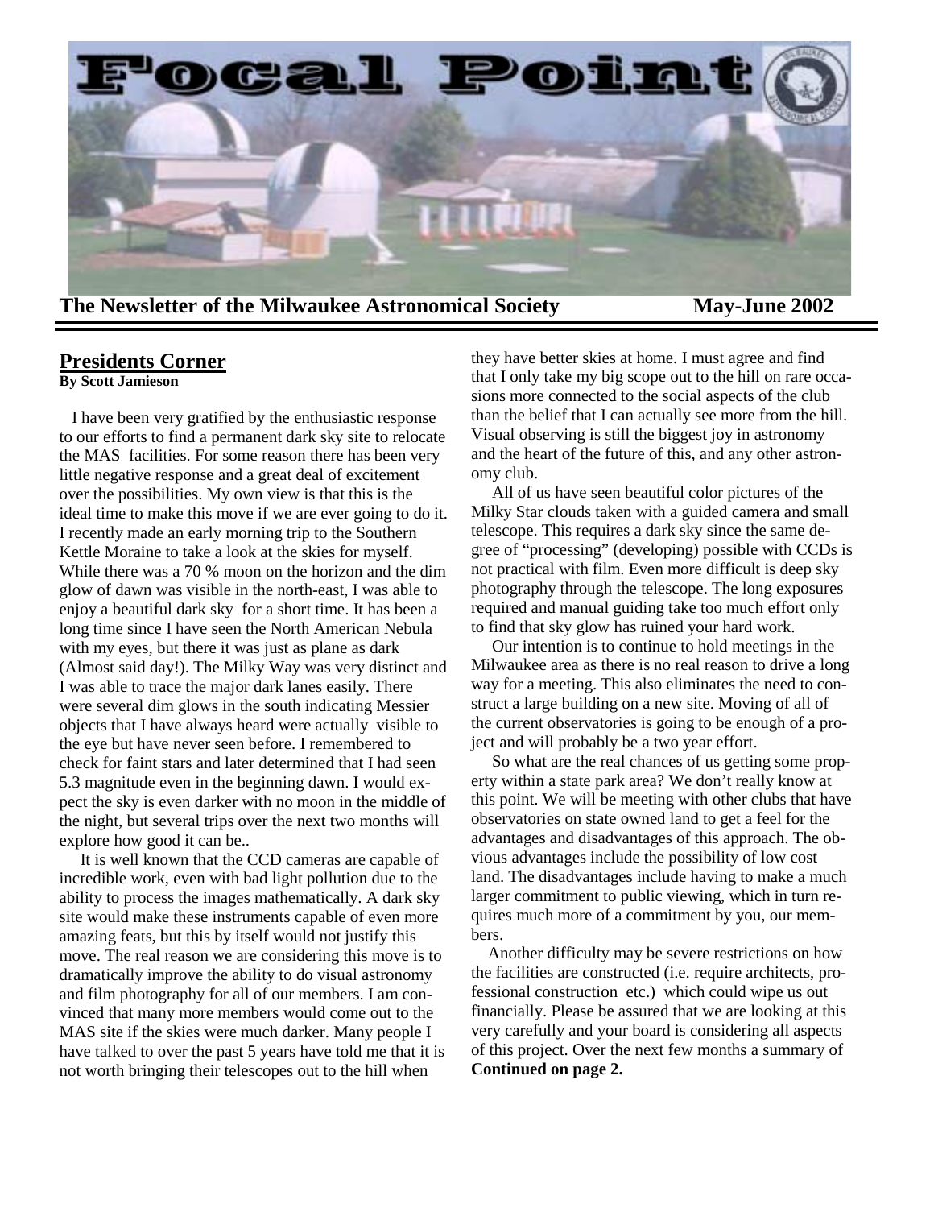# Focal Point

**The Newsletter of the Milwaukee Astronomical Society** **May-June 2002**

## Presidents Corner

**By Scott Jamieson**

I have been very gratified by the enthusiastic response to our efforts to find a permanent dark sky site to relocate the MAS facilities. For some reason there has been very little negative response and a great deal of excitement over the possibilities. My own view is that this is the ideal time to make this move if we are ever going to do it. I recently made an early morning trip to the Southern Kettle Moraine to take a look at the skies for myself. While there was a 70 % moon on the horizon and the dim glow of dawn was visible in the north-east, I was able to enjoy a beautiful dark sky for a short time. It has been a long time since I have seen the North American Nebula with my eyes, but there it was just as plane as dark (Almost said day!). The Milky Way was very distinct and I was able to trace the major dark lanes easily. There were several dim glows in the south indicating Messier objects that I have always heard were actually visible to the eye but have never seen before. I remembered to check for faint stars and later determined that I had seen 5.3 magnitude even in the beginning dawn. I would expect the sky is even darker with no moon in the middle of the night, but several trips over the next two months will explore how good it can be..

It is well known that the CCD cameras are capable of incredible work, even with bad light pollution due to the ability to process the images mathematically. A dark sky site would make these instruments capable of even more amazing feats, but this by itself would not justify this move. The real reason we are considering this move is to dramatically improve the ability to do visual astronomy and film photography for all of our members. I am convinced that many more members would come out to the MAS site if the skies were much darker. Many people I have talked to over the past 5 years have told me that it is not worth bringing their telescopes out to the hill when they have better skies at home. I must agree and find that I only take my big scope out to the hill on rare occasions more connected to the social aspects of the club than the belief that I can actually see more from the hill. Visual observing is still the biggest joy in astronomy and the heart of the future of this, and any other astronomy club.

All of us have seen beautiful color pictures of the Milky Star clouds taken with a guided camera and small telescope. This requires a dark sky since the same degree of "processing" (developing) possible with CCDs is not practical with film. Even more difficult is deep sky photography through the telescope. The long exposures required and manual guiding take too much effort only to find that sky glow has ruined your hard work.

Our intention is to continue to hold meetings in the Milwaukee area as there is no real reason to drive a long way for a meeting. This also eliminates the need to construct a large building on a new site. Moving of all of the current observatories is going to be enough of a project and will probably be a two year effort.

So what are the real chances of us getting some property within a state park area? We don't really know at this point. We will be meeting with other clubs that have observatories on state owned land to get a feel for the advantages and disadvantages of this approach. The obvious advantages include the possibility of low cost land. The disadvantages include having to make a much larger commitment to public viewing, which in turn requires much more of a commitment by you, our members.

Another difficulty may be severe restrictions on how the facilities are constructed (i.e. require architects, professional construction etc.) which could wipe us out financially. Please be assured that we are looking at this very carefully and your board is considering all aspects of this project. Over the next few months a summary of **Continued on page 2.**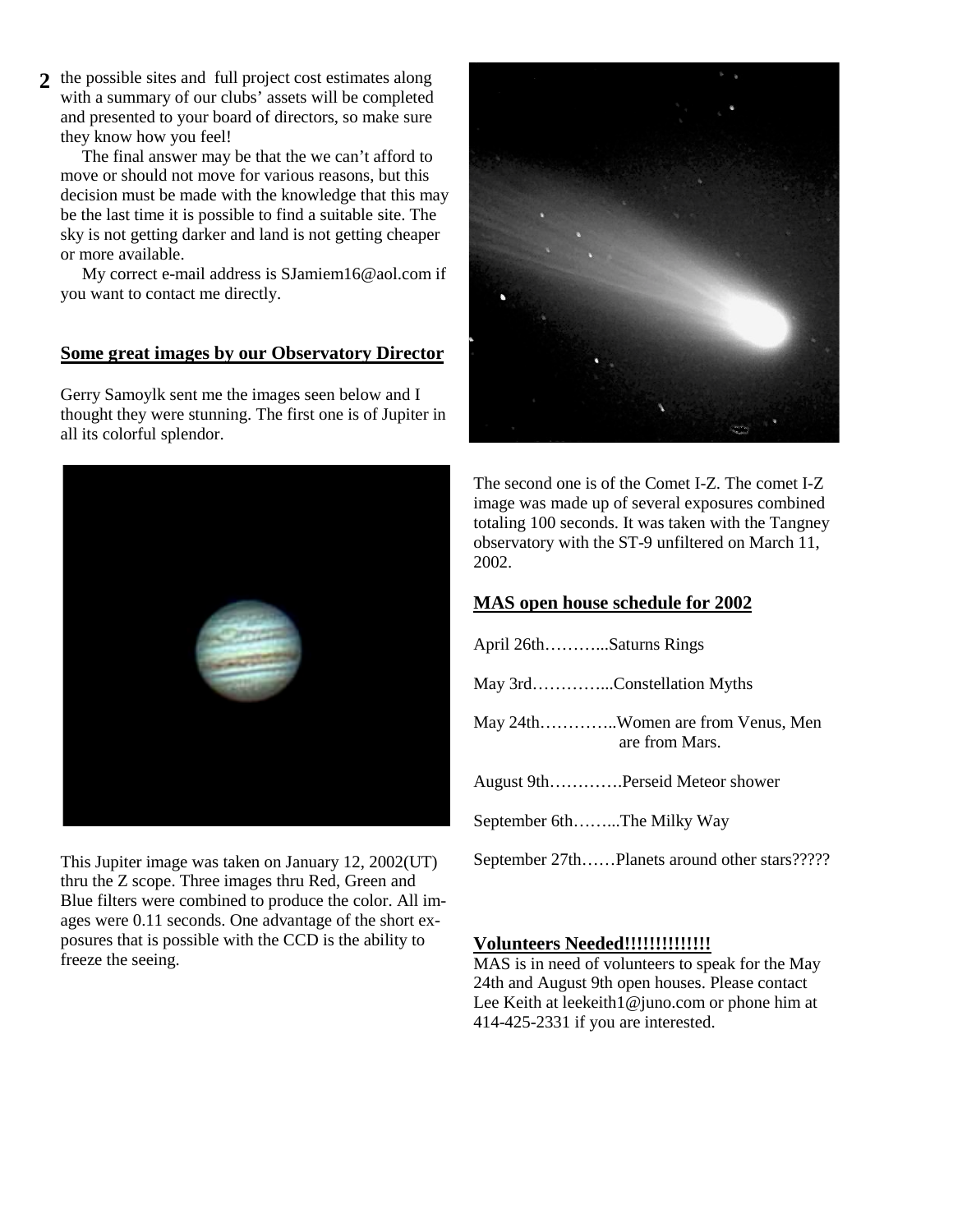the possible sites and full project cost estimates along with a summary of our clubs' assets will be completed and presented to your board of directors, so make sure they know how you feel!

The final answer may be that the we can't afford to move or should not move for various reasons, but this decision must be made with the knowledge that this may be the last time it is possible to find a suitable site. The sky is not getting darker and land is not getting cheaper or more available.

My correct e-mail address is SJamiem16@aol.com if you want to contact me directly.

## Some great images by our Observatory Director

Gerry Samoylk sent me the images seen below and I thought they were stunning. The first one is of Jupiter in all its colorful splendor.

This Jupiter image was taken on January 12, 2002(UT) thru the Z scope. Three images thru Red, Green and Blue filters were combined to produce the color. All images were 0.11 seconds. One advantage of the short exposures that is possible with the CCD is the ability to freeze the seeing.

The second one is of the Comet I-Z. The comet I-Z image was made up of several exposures combined totaling 100 seconds. It was taken with the Tangney observatory with the ST-9 unfiltered on March 11, 2002.

## MAS open house schedule for 2002

April 26th………...Saturns Rings

May 3rd…………...Constellation Myths

May 24th…………..Women are from Venus, Men are from Mars.

August 9th………….Perseid Meteor shower

September 6th……...The Milky Way

September 27th……Planets around other stars?????

## Volunteers Needed!!!!!!!!!!!!!

MAS is in need of volunteers to speak for the May 24th and August 9th open houses. Please contact Lee Keith at leekeith1@juno.com or phone him at 414-425-2331 if you are interested.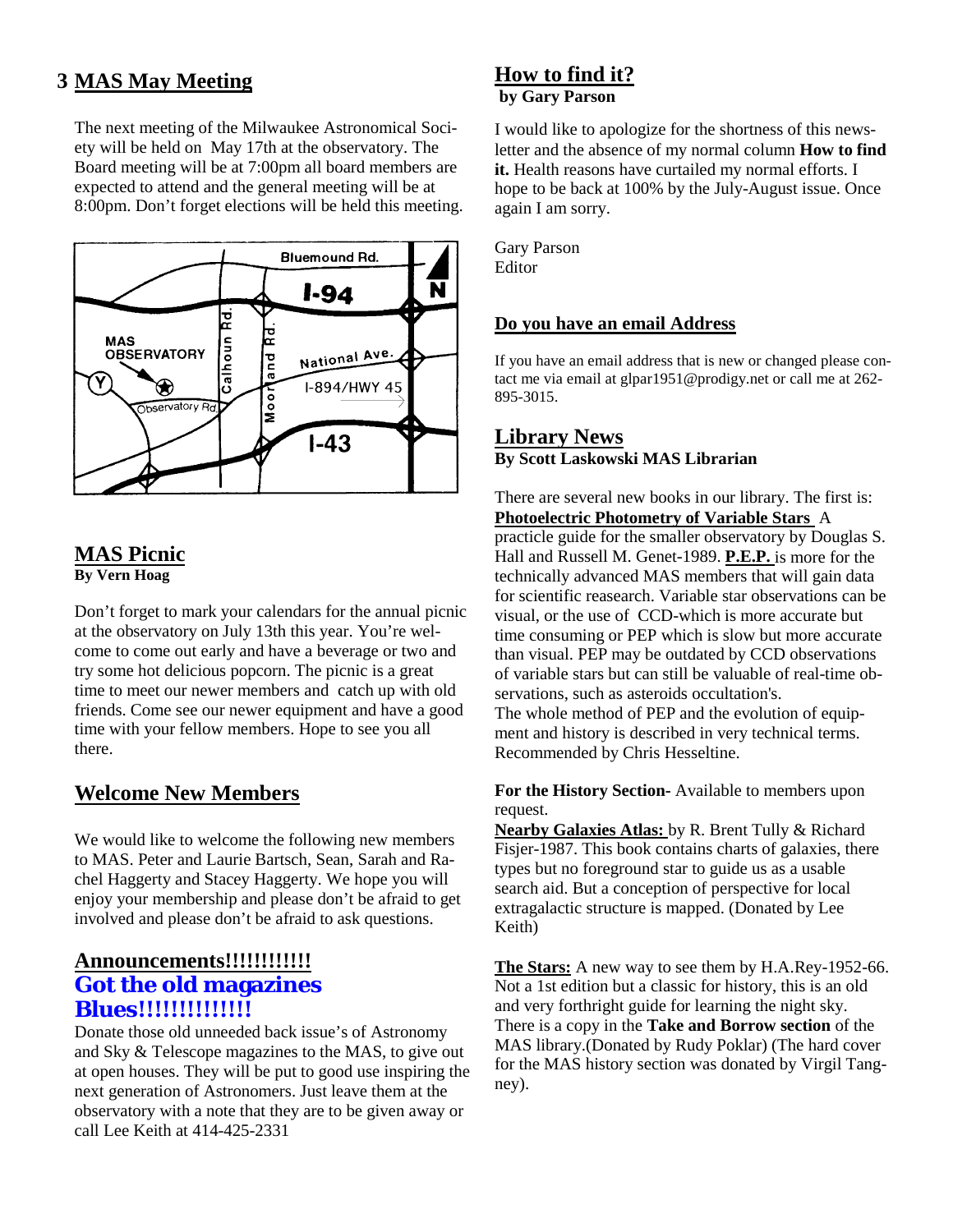## MAS May Meeting

The next meeting of the Milwaukee Astronomical Society will be held on May 17th at the observatory. The Board meeting will be at 7:00pm all board members are expected to attend and the general meeting will be at 8:00pm. Don't forget elections will be held this meeting.

Bluemound Rd.
I-94
N
MAS OBSERVATORY
Calhoun Rd.
Moorland Rd.
National Ave.
I-894/HWY 45
Observatory Rd.
I-43

## MAS Picnic
**By Vern Hoag**

Don't forget to mark your calendars for the annual picnic at the observatory on July 13th this year. You're welcome to come out early and have a beverage or two and try some hot delicious popcorn. The picnic is a great time to meet our newer members and catch up with old friends. Come see our newer equipment and have a good time with your fellow members. Hope to see you all there.

## Welcome New Members

We would like to welcome the following new members to MAS. Peter and Laurie Bartsch, Sean, Sarah and Rachel Haggerty and Stacey Haggerty. We hope you will enjoy your membership and please don't be afraid to get involved and please don't be afraid to ask questions.

## Announcements!!!!!!!!!!!
## Got the old magazines Blues!!!!!!!!!!!!!!

Donate those old unneeded back issue's of Astronomy and Sky & Telescope magazines to the MAS, to give out at open houses. They will be put to good use inspiring the next generation of Astronomers. Just leave them at the observatory with a note that they are to be given away or call Lee Keith at 414-425-2331

## How to find it?
**by Gary Parson**

I would like to apologize for the shortness of this newsletter and the absence of my normal column **How to find it.** Health reasons have curtailed my normal efforts. I hope to be back at 100% by the July-August issue. Once again I am sorry.

Gary Parson
Editor

## Do you have an email Address

If you have an email address that is new or changed please contact me via email at glpar1951@prodigy.net or call me at 262-895-3015.

## Library News
**By Scott Laskowski MAS Librarian**

There are several new books in our library. The first is: **Photoelectric Photometry of Variable Stars** A practicle guide for the smaller observatory by Douglas S. Hall and Russell M. Genet-1989. **P.E.P.** is more for the technically advanced MAS members that will gain data for scientific reasearch. Variable star observations can be visual, or the use of CCD-which is more accurate but time consuming or PEP which is slow but more accurate than visual. PEP may be outdated by CCD observations of variable stars but can still be valuable of real-time observations, such as asteroids occultation's.
The whole method of PEP and the evolution of equipment and history is described in very technical terms. Recommended by Chris Hesseltine.

**For the History Section**- Available to members upon request.
**Nearby Galaxies Atlas:** by R. Brent Tully & Richard Fisjer-1987. This book contains charts of galaxies, there types but no foreground star to guide us as a usable search aid. But a conception of perspective for local extragalactic structure is mapped. (Donated by Lee Keith)

**The Stars:** A new way to see them by H.A.Rey-1952-66. Not a 1st edition but a classic for history, this is an old and very forthright guide for learning the night sky. There is a copy in the **Take and Borrow section** of the MAS library.(Donated by Rudy Poklar) (The hard cover for the MAS history section was donated by Virgil Tangney).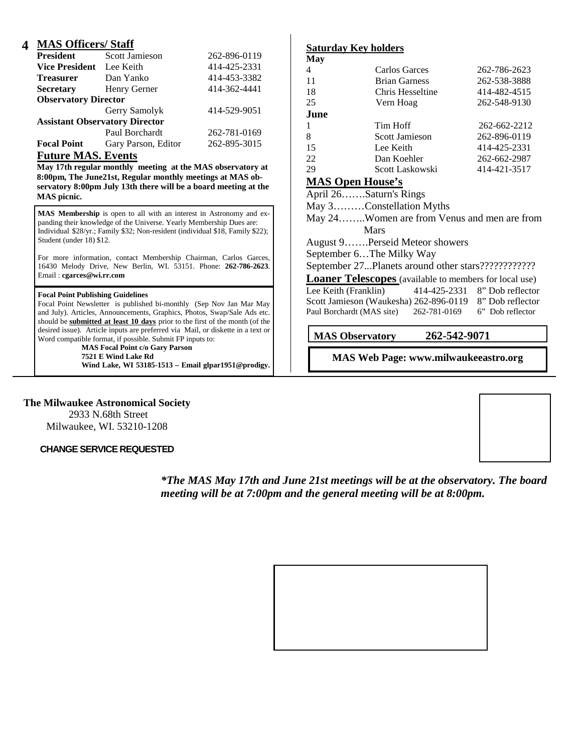## MAS Officers/ Staff

| | | |
|---|---|---|
| **President** | Scott Jamieson | 262-896-0119 |
| **Vice President** | Lee Keith | 414-425-2331 |
| **Treasurer** | Dan Yanko | 414-453-3382 |
| **Secretary** | Henry Gerner | 414-362-4441 |
| **Observatory Director** | | |
| | Gerry Samolyk | 414-529-9051 |
| **Assistant Observatory Director** | | |
| | Paul Borchardt | 262-781-0169 |
| **Focal Point** | Gary Parson, Editor | 262-895-3015 |

## Future MAS. Events

**May 17th regular monthly meeting at the MAS observatory at 8:00pm, The June21st, Regular monthly meetings at MAS observatory 8:00pm July 13th there will be a board meeting at the MAS picnic.**

**MAS Membership** is open to all with an interest in Astronomy and expanding their knowledge of the Universe. Yearly Membership Dues are: Individual $28/yr.; Family $32; Non-resident (individual $18, Family $22); Student (under 18) $12.

For more information, contact Membership Chairman, Carlos Garces, 16430 Melody Drive, New Berlin, WI. 53151. Phone: **262-786-2623**. Email : **cgarces@wi.rr.com**

**Focal Point Publishing Guidelines**

Focal Point Newsletter is published bi-monthly (Sep Nov Jan Mar May and July). Articles, Announcements, Graphics, Photos, Swap/Sale Ads etc. should be **submitted at least 10 days** prior to the first of the month (of the desired issue). Article inputs are preferred via Mail, or diskette in a text or Word compatible format, if possible. Submit FP inputs to:

**MAS Focal Point c/o Gary Parson**
**7521 E Wind Lake Rd**
**Wind Lake, WI 53185-1513 – Email glpar1951@prodigy.**

## Saturday Key holders

| | | |
|---|---|---|
| **May** | | |
| 4 | Carlos Garces | 262-786-2623 |
| 11 | Brian Garness | 262-538-3888 |
| 18 | Chris Hesseltine | 414-482-4515 |
| 25 | Vern Hoag | 262-548-9130 |
| **June** | | |
| 1 | Tim Hoff | 262-662-2212 |
| 8 | Scott Jamieson | 262-896-0119 |
| 15 | Lee Keith | 414-425-2331 |
| 22 | Dan Koehler | 262-662-2987 |
| 29 | Scott Laskowski | 414-421-3517 |

## MAS Open House's

April 26…….Saturn's Rings
May 3………Constellation Myths
May 24……..Women are from Venus and men are from Mars
August 9…….Perseid Meteor showers
September 6…The Milky Way
September 27...Planets around other stars????????????

## Loaner Telescopes (available to members for local use)

| | | |
|---|---|---|
| Lee Keith (Franklin) | 414-425-2331 | 8" Dob reflector |
| Scott Jamieson (Waukesha) | 262-896-0119 | 8" Dob reflector |
| Paul Borchardt (MAS site) | 262-781-0169 | 6" Dob reflector |

**MAS Observatory 262-542-9071**

**MAS Web Page: www.milwaukeeastro.org**

**The Milwaukee Astronomical Society**
2933 N.68th Street
Milwaukee, WI. 53210-1208

**CHANGE SERVICE REQUESTED**

***The MAS May 17th and June 21st meetings will be at the observatory. The board meeting will be at 7:00pm and the general meeting will be at 8:00pm.***